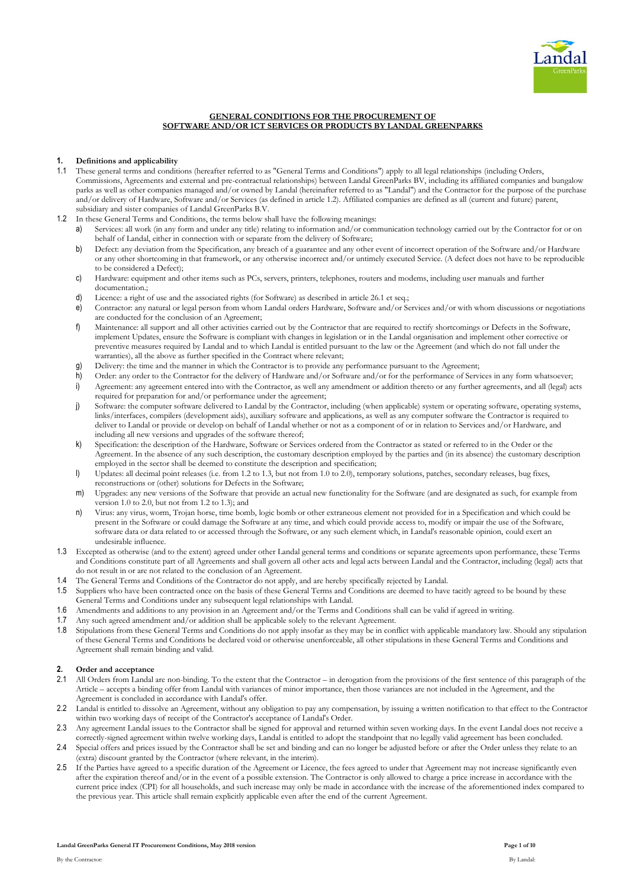**GENERAL CONDITIONS FOR THE PROCUREMENT OF SOFTWARE AND/OR ICT SERVICES OR PRODUCTS BY LANDAL GREENPARKS**

## 1. Definitions and applicability

1.1 These general terms and conditions (hereafter referred to as "General Terms and Conditions") apply to all legal relationships (including Orders, Commissions, Agreements and external and pre-contractual relationships) between Landal GreenParks BV, including its affiliated companies and bungalow parks as well as other companies managed and/or owned by Landal (hereinafter referred to as "Landal") and the Contractor for the purpose of the purchase and/or delivery of Hardware, Software and/or Services (as defined in article 1.2). Affiliated companies are defined as all (current and future) parent, subsidiary and sister companies of Landal GreenParks B.V.

1.2 In these General Terms and Conditions, the terms below shall have the following meanings:

a) Services: all work (in any form and under any title) relating to information and/or communication technology carried out by the Contractor for or on behalf of Landal, either in connection with or separate from the delivery of Software;

b) Defect: any deviation from the Specification, any breach of a guarantee and any other event of incorrect operation of the Software and/or Hardware or any other shortcoming in that framework, or any otherwise incorrect and/or untimely executed Service. (A defect does not have to be reproducible to be considered a Defect);

c) Hardware: equipment and other items such as PCs, servers, printers, telephones, routers and modems, including user manuals and further documentation.;

d) Licence: a right of use and the associated rights (for Software) as described in article 26.1 et seq.;

e) Contractor: any natural or legal person from whom Landal orders Hardware, Software and/or Services and/or with whom discussions or negotiations are conducted for the conclusion of an Agreement;

f) Maintenance: all support and all other activities carried out by the Contractor that are required to rectify shortcomings or Defects in the Software, implement Updates, ensure the Software is compliant with changes in legislation or in the Landal organisation and implement other corrective or preventive measures required by Landal and to which Landal is entitled pursuant to the law or the Agreement (and which do not fall under the warranties), all the above as further specified in the Contract where relevant;

g) Delivery: the time and the manner in which the Contractor is to provide any performance pursuant to the Agreement;

h) Order: any order to the Contractor for the delivery of Hardware and/or Software and/or for the performance of Services in any form whatsoever;

i) Agreement: any agreement entered into with the Contractor, as well any amendment or addition thereto or any further agreements, and all (legal) acts required for preparation for and/or performance under the agreement;

j) Software: the computer software delivered to Landal by the Contractor, including (when applicable) system or operating software, operating systems, links/interfaces, compilers (development aids), auxiliary software and applications, as well as any computer software the Contractor is required to deliver to Landal or provide or develop on behalf of Landal whether or not as a component of or in relation to Services and/or Hardware, and including all new versions and upgrades of the software thereof;

k) Specification: the description of the Hardware, Software or Services ordered from the Contractor as stated or referred to in the Order or the Agreement. In the absence of any such description, the customary description employed by the parties and (in its absence) the customary description employed in the sector shall be deemed to constitute the description and specification;

l) Updates: all decimal point releases (i.e. from 1.2 to 1.3, but not from 1.0 to 2.0), temporary solutions, patches, secondary releases, bug fixes, reconstructions or (other) solutions for Defects in the Software;

m) Upgrades: any new versions of the Software that provide an actual new functionality for the Software (and are designated as such, for example from version 1.0 to 2.0, but not from 1.2 to 1.3); and

n) Virus: any virus, worm, Trojan horse, time bomb, logic bomb or other extraneous element not provided for in a Specification and which could be present in the Software or could damage the Software at any time, and which could provide access to, modify or impair the use of the Software, software data or data related to or accessed through the Software, or any such element which, in Landal's reasonable opinion, could exert an undesirable influence.

1.3 Excepted as otherwise (and to the extent) agreed under other Landal general terms and conditions or separate agreements upon performance, these Terms and Conditions constitute part of all Agreements and shall govern all other acts and legal acts between Landal and the Contractor, including (legal) acts that do not result in or are not related to the conclusion of an Agreement.

1.4 The General Terms and Conditions of the Contractor do not apply, and are hereby specifically rejected by Landal.

1.5 Suppliers who have been contracted once on the basis of these General Terms and Conditions are deemed to have tacitly agreed to be bound by these General Terms and Conditions under any subsequent legal relationships with Landal.

1.6 Amendments and additions to any provision in an Agreement and/or the Terms and Conditions shall can be valid if agreed in writing.

1.7 Any such agreed amendment and/or addition shall be applicable solely to the relevant Agreement.

1.8 Stipulations from these General Terms and Conditions do not apply insofar as they may be in conflict with applicable mandatory law. Should any stipulation of these General Terms and Conditions be declared void or otherwise unenforceable, all other stipulations in these General Terms and Conditions and Agreement shall remain binding and valid.

## 2. Order and acceptance

2.1 All Orders from Landal are non-binding. To the extent that the Contractor – in derogation from the provisions of the first sentence of this paragraph of the Article – accepts a binding offer from Landal with variances of minor importance, then those variances are not included in the Agreement, and the Agreement is concluded in accordance with Landal's offer.

2.2 Landal is entitled to dissolve an Agreement, without any obligation to pay any compensation, by issuing a written notification to that effect to the Contractor within two working days of receipt of the Contractor's acceptance of Landal's Order.

2.3 Any agreement Landal issues to the Contractor shall be signed for approval and returned within seven working days. In the event Landal does not receive a correctly-signed agreement within twelve working days, Landal is entitled to adopt the standpoint that no legally valid agreement has been concluded.

2.4 Special offers and prices issued by the Contractor shall be set and binding and can no longer be adjusted before or after the Order unless they relate to an (extra) discount granted by the Contractor (where relevant, in the interim).

2.5 If the Parties have agreed to a specific duration of the Agreement or Licence, the fees agreed to under that Agreement may not increase significantly even after the expiration thereof and/or in the event of a possible extension. The Contractor is only allowed to charge a price increase in accordance with the current price index (CPI) for all households, and such increase may only be made in accordance with the increase of the aforementioned index compared to the previous year. This article shall remain explicitly applicable even after the end of the current Agreement.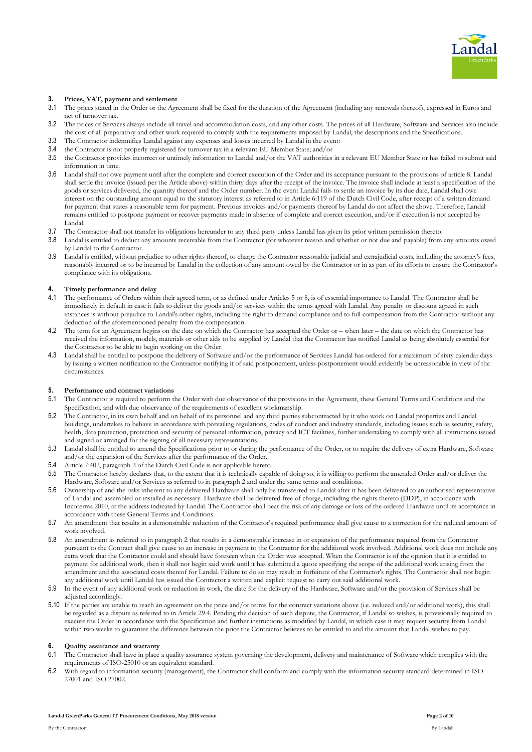## 3. Prices, VAT, payment and settlement

3.1 The prices stated in the Order or the Agreement shall be fixed for the duration of the Agreement (including any renewals thereof), expressed in Euros and net of turnover tax.

3.2 The prices of Services always include all travel and accommodation costs, and any other costs. The prices of all Hardware, Software and Services also include the cost of all preparatory and other work required to comply with the requirements imposed by Landal, the descriptions and the Specifications.

3.3 The Contractor indemnifies Landal against any expenses and losses incurred by Landal in the event:

3.4 the Contractor is not properly registered for turnover tax in a relevant EU Member State; and/or

3.5 the Contractor provides incorrect or untimely information to Landal and/or the VAT authorities in a relevant EU Member State or has failed to submit said information in time.

3.6 Landal shall not owe payment until after the complete and correct execution of the Order and its acceptance pursuant to the provisions of article 8. Landal shall settle the invoice (issued per the Article above) within thirty days after the receipt of the invoice. The invoice shall include at least a specification of the goods or services delivered, the quantity thereof and the Order number. In the event Landal fails to settle an invoice by its due date, Landal shall owe interest on the outstanding amount equal to the statutory interest as referred to in Article 6:119 of the Dutch Civil Code, after receipt of a written demand for payment that states a reasonable term for payment. Previous invoices and/or payments thereof by Landal do not affect the above. Therefore, Landal remains entitled to postpone payment or recover payments made in absence of complete and correct execution, and/or if execution is not accepted by Landal.

3.7 The Contractor shall not transfer its obligations hereunder to any third party unless Landal has given its prior written permission thereto.

3.8 Landal is entitled to deduct any amounts receivable from the Contractor (for whatever reason and whether or not due and payable) from any amounts owed by Landal to the Contractor.

3.9 Landal is entitled, without prejudice to other rights thereof, to charge the Contractor reasonable judicial and extrajudicial costs, including the attorney's fees, reasonably incurred or to be incurred by Landal in the collection of any amount owed by the Contractor or in as part of its efforts to ensure the Contractor's compliance with its obligations.

## 4. Timely performance and delay

4.1 The performance of Orders within their agreed term, or as defined under Articles 5 or 8, is of essential importance to Landal. The Contractor shall be immediately in default in case it fails to deliver the goods and/or services within the terms agreed with Landal. Any penalty or discount agreed in such instances is without prejudice to Landal's other rights, including the right to demand compliance and to full compensation from the Contractor without any deduction of the aforementioned penalty from the compensation.

4.2 The term for an Agreement begins on the date on which the Contractor has accepted the Order or – when later – the date on which the Contractor has received the information, models, materials or other aids to be supplied by Landal that the Contractor has notified Landal as being absolutely essential for the Contractor to be able to begin working on the Order.

4.3 Landal shall be entitled to postpone the delivery of Software and/or the performance of Services Landal has ordered for a maximum of sixty calendar days by issuing a written notification to the Contractor notifying it of said postponement, unless postponement would evidently be unreasonable in view of the circumstances.

## 5. Performance and contract variations

5.1 The Contractor is required to perform the Order with due observance of the provisions in the Agreement, these General Terms and Conditions and the Specification, and with due observance of the requirements of excellent workmanship.

5.2 The Contractor, in its own behalf and on behalf of its personnel and any third parties subcontracted by it who work on Landal properties and Landal buildings, undertakes to behave in accordance with prevailing regulations, codes of conduct and industry standards, including issues such as security, safety, health, data protection, protection and security of personal information, privacy and ICT facilities, further undertaking to comply with all instructions issued and signed or arranged for the signing of all necessary representations.

5.3 Landal shall be entitled to amend the Specifications prior to or during the performance of the Order, or to require the delivery of extra Hardware, Software and/or the expansion of the Services after the performance of the Order.

5.4 Article 7:402, paragraph 2 of the Dutch Civil Code is not applicable hereto.

5.5 The Contractor hereby declares that, to the extent that it is technically capable of doing so, it is willing to perform the amended Order and/or deliver the Hardware, Software and/or Services as referred to in paragraph 2 and under the same terms and conditions.

5.6 Ownership of and the risks inherent to any delivered Hardware shall only be transferred to Landal after it has been delivered to an authorised representative of Landal and assembled or installed as necessary. Hardware shall be delivered free of charge, including the rights thereto (DDP), in accordance with Incoterms 2010, at the address indicated by Landal. The Contractor shall bear the risk of any damage or loss of the ordered Hardware until its acceptance in accordance with these General Terms and Conditions.

5.7 An amendment that results in a demonstrable reduction of the Contractor's required performance shall give cause to a correction for the reduced amount of work involved.

5.8 An amendment as referred to in paragraph 2 that results in a demonstrable increase in or expansion of the performance required from the Contractor pursuant to the Contract shall give cause to an increase in payment to the Contractor for the additional work involved. Additional work does not include any extra work that the Contractor could and should have foreseen when the Order was accepted. When the Contractor is of the opinion that it is entitled to payment for additional work, then it shall not begin said work until it has submitted a quote specifying the scope of the additional work arising from the amendment and the associated costs thereof for Landal. Failure to do so may result in forfeiture of the Contractor's rights. The Contractor shall not begin any additional work until Landal has issued the Contractor a written and explicit request to carry out said additional work.

5.9 In the event of any additional work or reduction in work, the date for the delivery of the Hardware, Software and/or the provision of Services shall be adjusted accordingly.

5.10 If the parties are unable to reach an agreement on the price and/or terms for the contract variations above (i.e. reduced and/or additional work), this shall be regarded as a dispute as referred to in Article 29.4. Pending the decision of such dispute, the Contractor, if Landal so wishes, is provisionally required to execute the Order in accordance with the Specification and further instructions as modified by Landal, in which case it may request security from Landal within two weeks to guarantee the difference between the price the Contractor believes to be entitled to and the amount that Landal wishes to pay.

## 6. Quality assurance and warranty

6.1 The Contractor shall have in place a quality assurance system governing the development, delivery and maintenance of Software which complies with the requirements of ISO-25010 or an equivalent standard.

6.2 With regard to information security (management), the Contractor shall conform and comply with the information security standard determined in ISO 27001 and ISO 27002.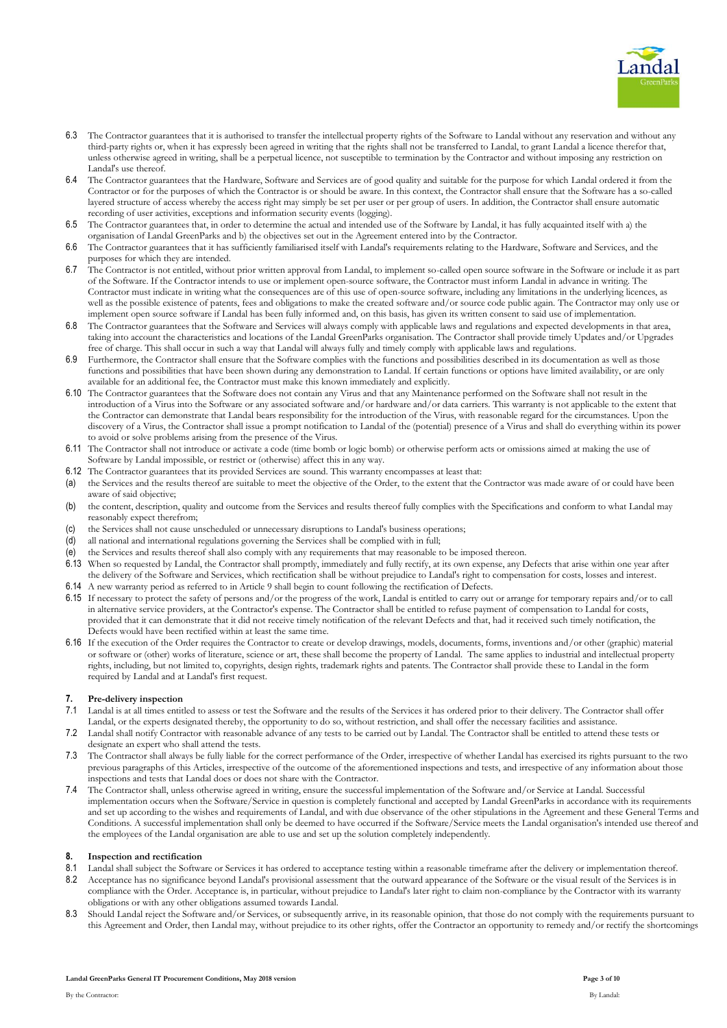6.3 The Contractor guarantees that it is authorised to transfer the intellectual property rights of the Software to Landal without any reservation and without any third-party rights or, when it has expressly been agreed in writing that the rights shall not be transferred to Landal, to grant Landal a licence therefor that, unless otherwise agreed in writing, shall be a perpetual licence, not susceptible to termination by the Contractor and without imposing any restriction on Landal's use thereof.

6.4 The Contractor guarantees that the Hardware, Software and Services are of good quality and suitable for the purpose for which Landal ordered it from the Contractor or for the purposes of which the Contractor is or should be aware. In this context, the Contractor shall ensure that the Software has a so-called layered structure of access whereby the access right may simply be set per user or per group of users. In addition, the Contractor shall ensure automatic recording of user activities, exceptions and information security events (logging).

6.5 The Contractor guarantees that, in order to determine the actual and intended use of the Software by Landal, it has fully acquainted itself with a) the organisation of Landal GreenParks and b) the objectives set out in the Agreement entered into by the Contractor.

6.6 The Contractor guarantees that it has sufficiently familiarised itself with Landal's requirements relating to the Hardware, Software and Services, and the purposes for which they are intended.

6.7 The Contractor is not entitled, without prior written approval from Landal, to implement so-called open source software in the Software or include it as part of the Software. If the Contractor intends to use or implement open-source software, the Contractor must inform Landal in advance in writing. The Contractor must indicate in writing what the consequences are of this use of open-source software, including any limitations in the underlying licences, as well as the possible existence of patents, fees and obligations to make the created software and/or source code public again. The Contractor may only use or implement open source software if Landal has been fully informed and, on this basis, has given its written consent to said use of implementation.

6.8 The Contractor guarantees that the Software and Services will always comply with applicable laws and regulations and expected developments in that area, taking into account the characteristics and locations of the Landal GreenParks organisation. The Contractor shall provide timely Updates and/or Upgrades free of charge. This shall occur in such a way that Landal will always fully and timely comply with applicable laws and regulations.

6.9 Furthermore, the Contractor shall ensure that the Software complies with the functions and possibilities described in its documentation as well as those functions and possibilities that have been shown during any demonstration to Landal. If certain functions or options have limited availability, or are only available for an additional fee, the Contractor must make this known immediately and explicitly.

6.10 The Contractor guarantees that the Software does not contain any Virus and that any Maintenance performed on the Software shall not result in the introduction of a Virus into the Software or any associated software and/or hardware and/or data carriers. This warranty is not applicable to the extent that the Contractor can demonstrate that Landal bears responsibility for the introduction of the Virus, with reasonable regard for the circumstances. Upon the discovery of a Virus, the Contractor shall issue a prompt notification to Landal of the (potential) presence of a Virus and shall do everything within its power to avoid or solve problems arising from the presence of the Virus.

6.11 The Contractor shall not introduce or activate a code (time bomb or logic bomb) or otherwise perform acts or omissions aimed at making the use of Software by Landal impossible, or restrict or (otherwise) affect this in any way.

6.12 The Contractor guarantees that its provided Services are sound. This warranty encompasses at least that:

(a) the Services and the results thereof are suitable to meet the objective of the Order, to the extent that the Contractor was made aware of or could have been aware of said objective;

(b) the content, description, quality and outcome from the Services and results thereof fully complies with the Specifications and conform to what Landal may reasonably expect therefrom;

(c) the Services shall not cause unscheduled or unnecessary disruptions to Landal's business operations;

(d) all national and international regulations governing the Services shall be complied with in full;

(e) the Services and results thereof shall also comply with any requirements that may reasonable to be imposed thereon.

6.13 When so requested by Landal, the Contractor shall promptly, immediately and fully rectify, at its own expense, any Defects that arise within one year after the delivery of the Software and Services, which rectification shall be without prejudice to Landal's right to compensation for costs, losses and interest.

6.14 A new warranty period as referred to in Article 9 shall begin to count following the rectification of Defects.

6.15 If necessary to protect the safety of persons and/or the progress of the work, Landal is entitled to carry out or arrange for temporary repairs and/or to call in alternative service providers, at the Contractor's expense. The Contractor shall be entitled to refuse payment of compensation to Landal for costs, provided that it can demonstrate that it did not receive timely notification of the relevant Defects and that, had it received such timely notification, the Defects would have been rectified within at least the same time.

6.16 If the execution of the Order requires the Contractor to create or develop drawings, models, documents, forms, inventions and/or other (graphic) material or software or (other) works of literature, science or art, these shall become the property of Landal. The same applies to industrial and intellectual property rights, including, but not limited to, copyrights, design rights, trademark rights and patents. The Contractor shall provide these to Landal in the form required by Landal and at Landal's first request.

## 7. Pre-delivery inspection

7.1 Landal is at all times entitled to assess or test the Software and the results of the Services it has ordered prior to their delivery. The Contractor shall offer Landal, or the experts designated thereby, the opportunity to do so, without restriction, and shall offer the necessary facilities and assistance.

7.2 Landal shall notify Contractor with reasonable advance of any tests to be carried out by Landal. The Contractor shall be entitled to attend these tests or designate an expert who shall attend the tests.

7.3 The Contractor shall always be fully liable for the correct performance of the Order, irrespective of whether Landal has exercised its rights pursuant to the two previous paragraphs of this Articles, irrespective of the outcome of the aforementioned inspections and tests, and irrespective of any information about those inspections and tests that Landal does or does not share with the Contractor.

7.4 The Contractor shall, unless otherwise agreed in writing, ensure the successful implementation of the Software and/or Service at Landal. Successful implementation occurs when the Software/Service in question is completely functional and accepted by Landal GreenParks in accordance with its requirements and set up according to the wishes and requirements of Landal, and with due observance of the other stipulations in the Agreement and these General Terms and Conditions. A successful implementation shall only be deemed to have occurred if the Software/Service meets the Landal organisation's intended use thereof and the employees of the Landal organisation are able to use and set up the solution completely independently.

## 8. Inspection and rectification

8.1 Landal shall subject the Software or Services it has ordered to acceptance testing within a reasonable timeframe after the delivery or implementation thereof.

8.2 Acceptance has no significance beyond Landal's provisional assessment that the outward appearance of the Software or the visual result of the Services is in compliance with the Order. Acceptance is, in particular, without prejudice to Landal's later right to claim non-compliance by the Contractor with its warranty obligations or with any other obligations assumed towards Landal.

8.3 Should Landal reject the Software and/or Services, or subsequently arrive, in its reasonable opinion, that those do not comply with the requirements pursuant to this Agreement and Order, then Landal may, without prejudice to its other rights, offer the Contractor an opportunity to remedy and/or rectify the shortcomings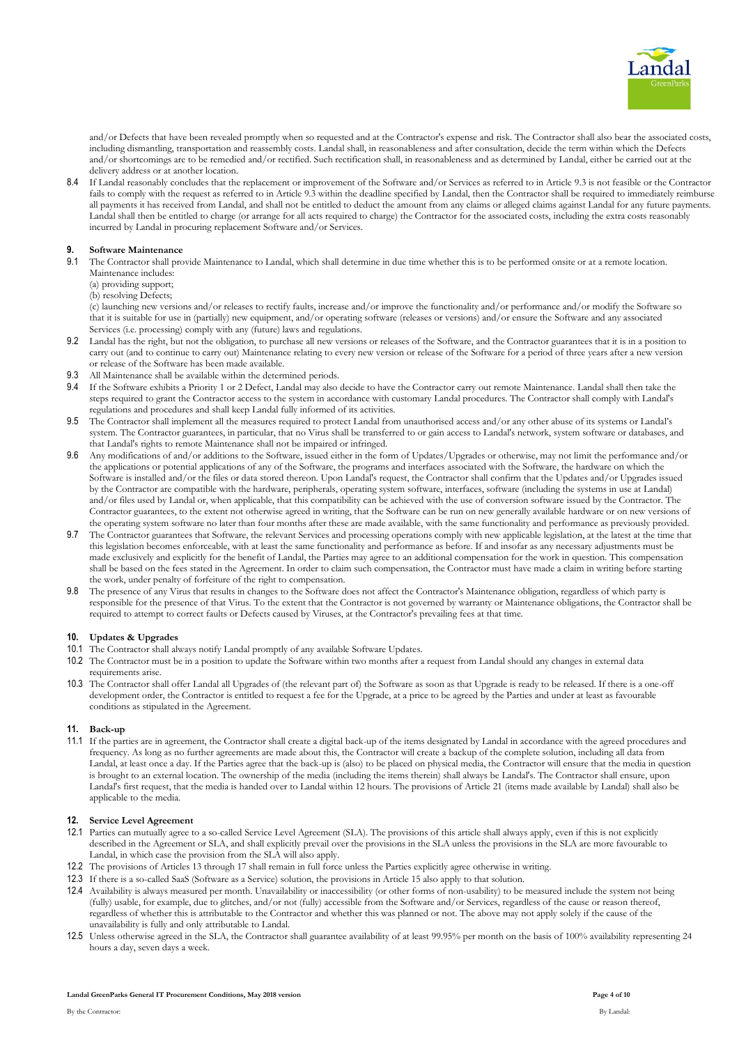and/or Defects that have been revealed promptly when so requested and at the Contractor's expense and risk. The Contractor shall also bear the associated costs, including dismantling, transportation and reassembly costs. Landal shall, in reasonableness and after consultation, decide the term within which the Defects and/or shortcomings are to be remedied and/or rectified. Such rectification shall, in reasonableness and as determined by Landal, either be carried out at the delivery address or at another location.

8.4 If Landal reasonably concludes that the replacement or improvement of the Software and/or Services as referred to in Article 9.3 is not feasible or the Contractor fails to comply with the request as referred to in Article 9.3 within the deadline specified by Landal, then the Contractor shall be required to immediately reimburse all payments it has received from Landal, and shall not be entitled to deduct the amount from any claims or alleged claims against Landal for any future payments. Landal shall then be entitled to charge (or arrange for all acts required to charge) the Contractor for the associated costs, including the extra costs reasonably incurred by Landal in procuring replacement Software and/or Services.

## 9. Software Maintenance

9.1 The Contractor shall provide Maintenance to Landal, which shall determine in due time whether this is to be performed onsite or at a remote location. Maintenance includes:
(a) providing support;
(b) resolving Defects;
(c) launching new versions and/or releases to rectify faults, increase and/or improve the functionality and/or performance and/or modify the Software so that it is suitable for use in (partially) new equipment, and/or operating software (releases or versions) and/or ensure the Software and any associated Services (i.e. processing) comply with any (future) laws and regulations.

9.2 Landal has the right, but not the obligation, to purchase all new versions or releases of the Software, and the Contractor guarantees that it is in a position to carry out (and to continue to carry out) Maintenance relating to every new version or release of the Software for a period of three years after a new version or release of the Software has been made available.

9.3 All Maintenance shall be available within the determined periods.

9.4 If the Software exhibits a Priority 1 or 2 Defect, Landal may also decide to have the Contractor carry out remote Maintenance. Landal shall then take the steps required to grant the Contractor access to the system in accordance with customary Landal procedures. The Contractor shall comply with Landal's regulations and procedures and shall keep Landal fully informed of its activities.

9.5 The Contractor shall implement all the measures required to protect Landal from unauthorised access and/or any other abuse of its systems or Landal's system. The Contractor guarantees, in particular, that no Virus shall be transferred to or gain access to Landal's network, system software or databases, and that Landal's rights to remote Maintenance shall not be impaired or infringed.

9.6 Any modifications of and/or additions to the Software, issued either in the form of Updates/Upgrades or otherwise, may not limit the performance and/or the applications or potential applications of any of the Software, the programs and interfaces associated with the Software, the hardware on which the Software is installed and/or the files or data stored thereon. Upon Landal's request, the Contractor shall confirm that the Updates and/or Upgrades issued by the Contractor are compatible with the hardware, peripherals, operating system software, interfaces, software (including the systems in use at Landal) and/or files used by Landal or, when applicable, that this compatibility can be achieved with the use of conversion software issued by the Contractor. The Contractor guarantees, to the extent not otherwise agreed in writing, that the Software can be run on new generally available hardware or on new versions of the operating system software no later than four months after these are made available, with the same functionality and performance as previously provided.

9.7 The Contractor guarantees that Software, the relevant Services and processing operations comply with new applicable legislation, at the latest at the time that this legislation becomes enforceable, with at least the same functionality and performance as before. If and insofar as any necessary adjustments must be made exclusively and explicitly for the benefit of Landal, the Parties may agree to an additional compensation for the work in question. This compensation shall be based on the fees stated in the Agreement. In order to claim such compensation, the Contractor must have made a claim in writing before starting the work, under penalty of forfeiture of the right to compensation.

9.8 The presence of any Virus that results in changes to the Software does not affect the Contractor's Maintenance obligation, regardless of which party is responsible for the presence of that Virus. To the extent that the Contractor is not governed by warranty or Maintenance obligations, the Contractor shall be required to attempt to correct faults or Defects caused by Viruses, at the Contractor's prevailing fees at that time.

## 10. Updates & Upgrades

10.1 The Contractor shall always notify Landal promptly of any available Software Updates.

10.2 The Contractor must be in a position to update the Software within two months after a request from Landal should any changes in external data requirements arise.

10.3 The Contractor shall offer Landal all Upgrades of (the relevant part of) the Software as soon as that Upgrade is ready to be released. If there is a one-off development order, the Contractor is entitled to request a fee for the Upgrade, at a price to be agreed by the Parties and under at least as favourable conditions as stipulated in the Agreement.

## 11. Back-up

11.1 If the parties are in agreement, the Contractor shall create a digital back-up of the items designated by Landal in accordance with the agreed procedures and frequency. As long as no further agreements are made about this, the Contractor will create a backup of the complete solution, including all data from Landal, at least once a day. If the Parties agree that the back-up is (also) to be placed on physical media, the Contractor will ensure that the media in question is brought to an external location. The ownership of the media (including the items therein) shall always be Landal's. The Contractor shall ensure, upon Landal's first request, that the media is handed over to Landal within 12 hours. The provisions of Article 21 (items made available by Landal) shall also be applicable to the media.

## 12. Service Level Agreement

12.1 Parties can mutually agree to a so-called Service Level Agreement (SLA). The provisions of this article shall always apply, even if this is not explicitly described in the Agreement or SLA, and shall explicitly prevail over the provisions in the SLA unless the provisions in the SLA are more favourable to Landal, in which case the provision from the SLA will also apply.

12.2 The provisions of Articles 13 through 17 shall remain in full force unless the Parties explicitly agree otherwise in writing.

12.3 If there is a so-called SaaS (Software as a Service) solution, the provisions in Article 15 also apply to that solution.

12.4 Availability is always measured per month. Unavailability or inaccessibility (or other forms of non-usability) to be measured include the system not being (fully) usable, for example, due to glitches, and/or not (fully) accessible from the Software and/or Services, regardless of the cause or reason thereof, regardless of whether this is attributable to the Contractor and whether this was planned or not. The above may not apply solely if the cause of the unavailability is fully and only attributable to Landal.

12.5 Unless otherwise agreed in the SLA, the Contractor shall guarantee availability of at least 99.95% per month on the basis of 100% availability representing 24 hours a day, seven days a week.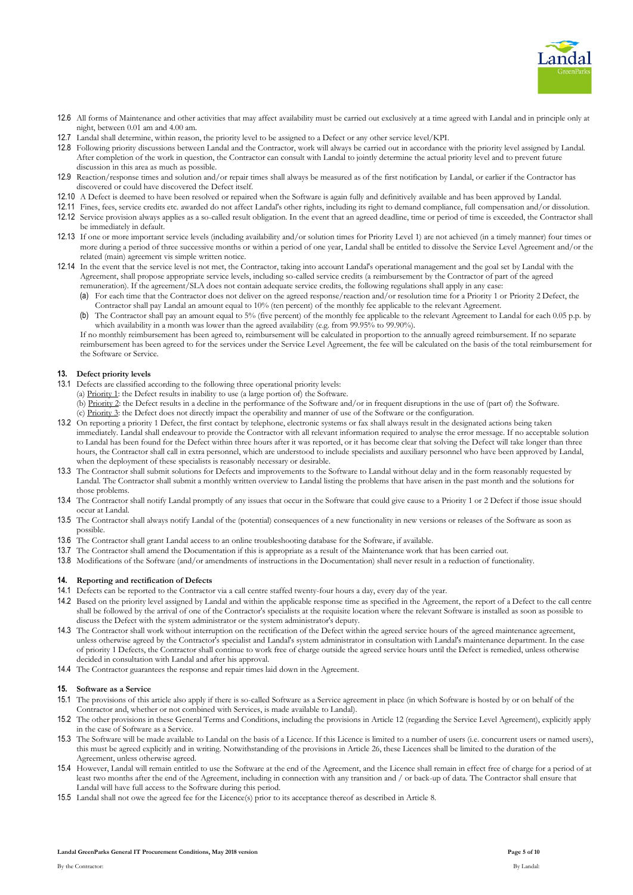12.6 All forms of Maintenance and other activities that may affect availability must be carried out exclusively at a time agreed with Landal and in principle only at night, between 0.01 am and 4.00 am.

12.7 Landal shall determine, within reason, the priority level to be assigned to a Defect or any other service level/KPI.

12.8 Following priority discussions between Landal and the Contractor, work will always be carried out in accordance with the priority level assigned by Landal. After completion of the work in question, the Contractor can consult with Landal to jointly determine the actual priority level and to prevent future discussion in this area as much as possible.

12.9 Reaction/response times and solution and/or repair times shall always be measured as of the first notification by Landal, or earlier if the Contractor has discovered or could have discovered the Defect itself.

12.10 A Defect is deemed to have been resolved or repaired when the Software is again fully and definitively available and has been approved by Landal.

12.11 Fines, fees, service credits etc. awarded do not affect Landal's other rights, including its right to demand compliance, full compensation and/or dissolution.

12.12 Service provision always applies as a so-called result obligation. In the event that an agreed deadline, time or period of time is exceeded, the Contractor shall be immediately in default.

12.13 If one or more important service levels (including availability and/or solution times for Priority Level 1) are not achieved (in a timely manner) four times or more during a period of three successive months or within a period of one year, Landal shall be entitled to dissolve the Service Level Agreement and/or the related (main) agreement vis simple written notice.

12.14 In the event that the service level is not met, the Contractor, taking into account Landal's operational management and the goal set by Landal with the Agreement, shall propose appropriate service levels, including so-called service credits (a reimbursement by the Contractor of part of the agreed remuneration). If the agreement/SLA does not contain adequate service credits, the following regulations shall apply in any case:

(a) For each time that the Contractor does not deliver on the agreed response/reaction and/or resolution time for a Priority 1 or Priority 2 Defect, the Contractor shall pay Landal an amount equal to 10% (ten percent) of the monthly fee applicable to the relevant Agreement.

(b) The Contractor shall pay an amount equal to 5% (five percent) of the monthly fee applicable to the relevant Agreement to Landal for each 0.05 p.p. by which availability in a month was lower than the agreed availability (e.g. from 99.95% to 99.90%).

If no monthly reimbursement has been agreed to, reimbursement will be calculated in proportion to the annually agreed reimbursement. If no separate reimbursement has been agreed to for the services under the Service Level Agreement, the fee will be calculated on the basis of the total reimbursement for the Software or Service.

## 13. Defect priority levels

13.1 Defects are classified according to the following three operational priority levels:

(a) Priority 1: the Defect results in inability to use (a large portion of) the Software.

(b) Priority 2: the Defect results in a decline in the performance of the Software and/or in frequent disruptions in the use of (part of) the Software.

(c) Priority 3: the Defect does not directly impact the operability and manner of use of the Software or the configuration.

13.2 On reporting a priority 1 Defect, the first contact by telephone, electronic systems or fax shall always result in the designated actions being taken immediately. Landal shall endeavour to provide the Contractor with all relevant information required to analyse the error message. If no acceptable solution to Landal has been found for the Defect within three hours after it was reported, or it has become clear that solving the Defect will take longer than three hours, the Contractor shall call in extra personnel, which are understood to include specialists and auxiliary personnel who have been approved by Landal, when the deployment of these specialists is reasonably necessary or desirable.

13.3 The Contractor shall submit solutions for Defects and improvements to the Software to Landal without delay and in the form reasonably requested by Landal. The Contractor shall submit a monthly written overview to Landal listing the problems that have arisen in the past month and the solutions for those problems.

13.4 The Contractor shall notify Landal promptly of any issues that occur in the Software that could give cause to a Priority 1 or 2 Defect if those issue should occur at Landal.

13.5 The Contractor shall always notify Landal of the (potential) consequences of a new functionality in new versions or releases of the Software as soon as possible.

13.6 The Contractor shall grant Landal access to an online troubleshooting database for the Software, if available.

13.7 The Contractor shall amend the Documentation if this is appropriate as a result of the Maintenance work that has been carried out.

13.8 Modifications of the Software (and/or amendments of instructions in the Documentation) shall never result in a reduction of functionality.

## 14. Reporting and rectification of Defects

14.1 Defects can be reported to the Contractor via a call centre staffed twenty-four hours a day, every day of the year.

14.2 Based on the priority level assigned by Landal and within the applicable response time as specified in the Agreement, the report of a Defect to the call centre shall be followed by the arrival of one of the Contractor's specialists at the requisite location where the relevant Software is installed as soon as possible to discuss the Defect with the system administrator or the system administrator's deputy.

14.3 The Contractor shall work without interruption on the rectification of the Defect within the agreed service hours of the agreed maintenance agreement, unless otherwise agreed by the Contractor's specialist and Landal's system administrator in consultation with Landal's maintenance department. In the case of priority 1 Defects, the Contractor shall continue to work free of charge outside the agreed service hours until the Defect is remedied, unless otherwise decided in consultation with Landal and after his approval.

14.4 The Contractor guarantees the response and repair times laid down in the Agreement.

## 15. Software as a Service

15.1 The provisions of this article also apply if there is so-called Software as a Service agreement in place (in which Software is hosted by or on behalf of the Contractor and, whether or not combined with Services, is made available to Landal).

15.2 The other provisions in these General Terms and Conditions, including the provisions in Article 12 (regarding the Service Level Agreement), explicitly apply in the case of Software as a Service.

15.3 The Software will be made available to Landal on the basis of a Licence. If this Licence is limited to a number of users (i.e. concurrent users or named users), this must be agreed explicitly and in writing. Notwithstanding of the provisions in Article 26, these Licences shall be limited to the duration of the Agreement, unless otherwise agreed.

15.4 However, Landal will remain entitled to use the Software at the end of the Agreement, and the Licence shall remain in effect free of charge for a period of at least two months after the end of the Agreement, including in connection with any transition and / or back-up of data. The Contractor shall ensure that Landal will have full access to the Software during this period.

15.5 Landal shall not owe the agreed fee for the Licence(s) prior to its acceptance thereof as described in Article 8.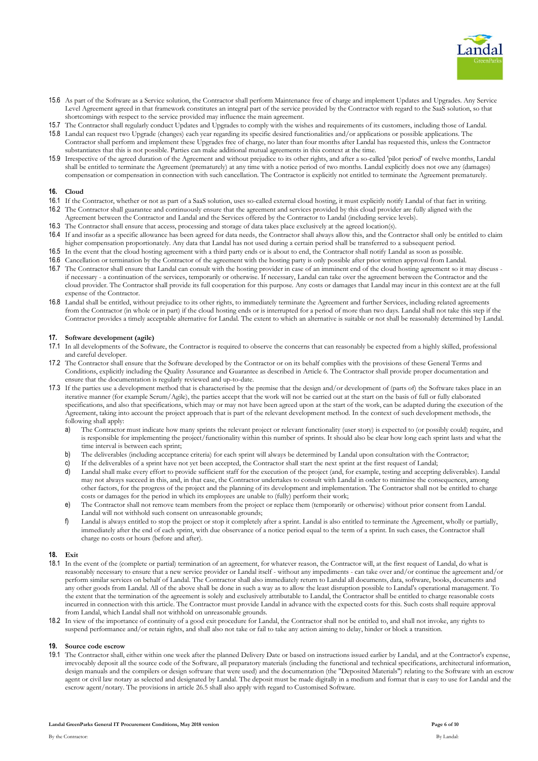15.6 As part of the Software as a Service solution, the Contractor shall perform Maintenance free of charge and implement Updates and Upgrades. Any Service Level Agreement agreed in that framework constitutes an integral part of the service provided by the Contractor with regard to the SaaS solution, so that shortcomings with respect to the service provided may influence the main agreement.

15.7 The Contractor shall regularly conduct Updates and Upgrades to comply with the wishes and requirements of its customers, including those of Landal.

15.8 Landal can request two Upgrade (changes) each year regarding its specific desired functionalities and/or applications or possible applications. The Contractor shall perform and implement these Upgrades free of charge, no later than four months after Landal has requested this, unless the Contractor substantiates that this is not possible. Parties can make additional mutual agreements in this context at the time.

15.9 Irrespective of the agreed duration of the Agreement and without prejudice to its other rights, and after a so-called 'pilot period' of twelve months, Landal shall be entitled to terminate the Agreement (prematurely) at any time with a notice period of two months. Landal explicitly does not owe any (damages) compensation or compensation in connection with such cancellation. The Contractor is explicitly not entitled to terminate the Agreement prematurely.

## 16. Cloud

16.1 If the Contractor, whether or not as part of a SaaS solution, uses so-called external cloud hosting, it must explicitly notify Landal of that fact in writing.

16.2 The Contractor shall guarantee and continuously ensure that the agreement and services provided by this cloud provider are fully aligned with the Agreement between the Contractor and Landal and the Services offered by the Contractor to Landal (including service levels).

16.3 The Contractor shall ensure that access, processing and storage of data takes place exclusively at the agreed location(s).

16.4 If and insofar as a specific allowance has been agreed for data needs, the Contractor shall always allow this, and the Contractor shall only be entitled to claim higher compensation proportionately. Any data that Landal has not used during a certain period shall be transferred to a subsequent period.

16.5 In the event that the cloud hosting agreement with a third party ends or is about to end, the Contractor shall notify Landal as soon as possible.

16.6 Cancellation or termination by the Contractor of the agreement with the hosting party is only possible after prior written approval from Landal.

16.7 The Contractor shall ensure that Landal can consult with the hosting provider in case of an imminent end of the cloud hosting agreement so it may discuss - if necessary - a continuation of the services, temporarily or otherwise. If necessary, Landal can take over the agreement between the Contractor and the cloud provider. The Contractor shall provide its full cooperation for this purpose. Any costs or damages that Landal may incur in this context are at the full expense of the Contractor.

16.8 Landal shall be entitled, without prejudice to its other rights, to immediately terminate the Agreement and further Services, including related agreements from the Contractor (in whole or in part) if the cloud hosting ends or is interrupted for a period of more than two days. Landal shall not take this step if the Contractor provides a timely acceptable alternative for Landal. The extent to which an alternative is suitable or not shall be reasonably determined by Landal.

## 17. Software development (agile)

17.1 In all developments of the Software, the Contractor is required to observe the concerns that can reasonably be expected from a highly skilled, professional and careful developer.

17.2 The Contractor shall ensure that the Software developed by the Contractor or on its behalf complies with the provisions of these General Terms and Conditions, explicitly including the Quality Assurance and Guarantee as described in Article 6. The Contractor shall provide proper documentation and ensure that the documentation is regularly reviewed and up-to-date.

17.3 If the parties use a development method that is characterised by the premise that the design and/or development of (parts of) the Software takes place in an iterative manner (for example Scrum/Agile), the parties accept that the work will not be carried out at the start on the basis of full or fully elaborated specifications, and also that specifications, which may or may not have been agreed upon at the start of the work, can be adapted during the execution of the Agreement, taking into account the project approach that is part of the relevant development method. In the context of such development methods, the following shall apply:

a) The Contractor must indicate how many sprints the relevant project or relevant functionality (user story) is expected to (or possibly could) require, and is responsible for implementing the project/functionality within this number of sprints. It should also be clear how long each sprint lasts and what the time interval is between each sprint;

b) The deliverables (including acceptance criteria) for each sprint will always be determined by Landal upon consultation with the Contractor;

c) If the deliverables of a sprint have not yet been accepted, the Contractor shall start the next sprint at the first request of Landal;

d) Landal shall make every effort to provide sufficient staff for the execution of the project (and, for example, testing and accepting deliverables). Landal may not always succeed in this, and, in that case, the Contractor undertakes to consult with Landal in order to minimise the consequences, among other factors, for the progress of the project and the planning of its development and implementation. The Contractor shall not be entitled to charge costs or damages for the period in which its employees are unable to (fully) perform their work;

e) The Contractor shall not remove team members from the project or replace them (temporarily or otherwise) without prior consent from Landal. Landal will not withhold such consent on unreasonable grounds;

f) Landal is always entitled to stop the project or stop it completely after a sprint. Landal is also entitled to terminate the Agreement, wholly or partially, immediately after the end of each sprint, with due observance of a notice period equal to the term of a sprint. In such cases, the Contractor shall charge no costs or hours (before and after).

## 18. Exit

18.1 In the event of the (complete or partial) termination of an agreement, for whatever reason, the Contractor will, at the first request of Landal, do what is reasonably necessary to ensure that a new service provider or Landal itself - without any impediments - can take over and/or continue the agreement and/or perform similar services on behalf of Landal. The Contractor shall also immediately return to Landal all documents, data, software, books, documents and any other goods from Landal. All of the above shall be done in such a way as to allow the least disruption possible to Landal's operational management. To the extent that the termination of the agreement is solely and exclusively attributable to Landal, the Contractor shall be entitled to charge reasonable costs incurred in connection with this article. The Contractor must provide Landal in advance with the expected costs for this. Such costs shall require approval from Landal, which Landal shall not withhold on unreasonable grounds.

18.2 In view of the importance of continuity of a good exit procedure for Landal, the Contractor shall not be entitled to, and shall not invoke, any rights to suspend performance and/or retain rights, and shall also not take or fail to take any action aiming to delay, hinder or block a transition.

## 19. Source code escrow

19.1 The Contractor shall, either within one week after the planned Delivery Date or based on instructions issued earlier by Landal, and at the Contractor's expense, irrevocably deposit all the source code of the Software, all preparatory materials (including the functional and technical specifications, architectural information, design manuals and the compilers or design software that were used) and the documentation (the "Deposited Materials") relating to the Software with an escrow agent or civil law notary as selected and designated by Landal. The deposit must be made digitally in a medium and format that is easy to use for Landal and the escrow agent/notary. The provisions in article 26.5 shall also apply with regard to Customised Software.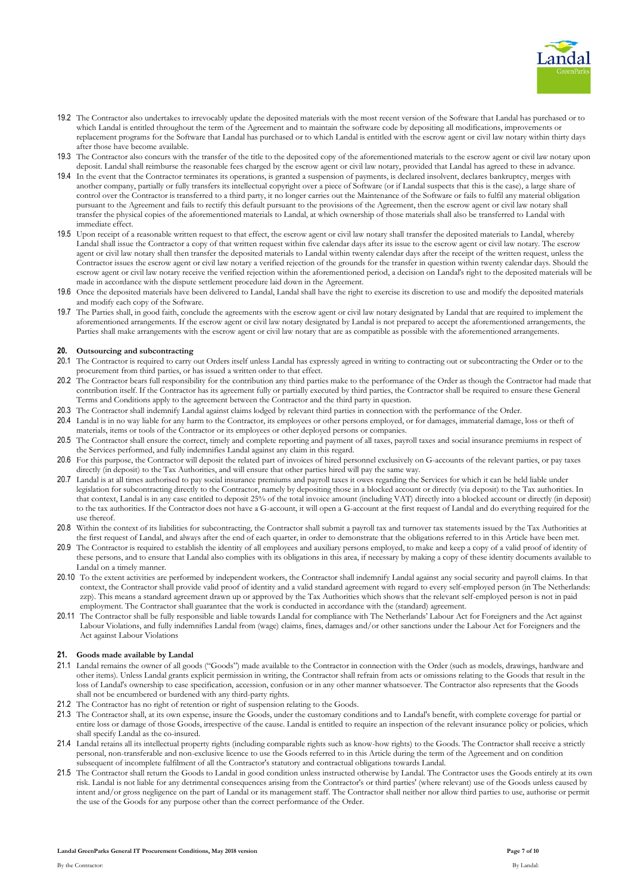19.2 The Contractor also undertakes to irrevocably update the deposited materials with the most recent version of the Software that Landal has purchased or to which Landal is entitled throughout the term of the Agreement and to maintain the software code by depositing all modifications, improvements or replacement programs for the Software that Landal has purchased or to which Landal is entitled with the escrow agent or civil law notary within thirty days after those have become available.

19.3 The Contractor also concurs with the transfer of the title to the deposited copy of the aforementioned materials to the escrow agent or civil law notary upon deposit. Landal shall reimburse the reasonable fees charged by the escrow agent or civil law notary, provided that Landal has agreed to these in advance.

19.4 In the event that the Contractor terminates its operations, is granted a suspension of payments, is declared insolvent, declares bankruptcy, merges with another company, partially or fully transfers its intellectual copyright over a piece of Software (or if Landal suspects that this is the case), a large share of control over the Contractor is transferred to a third party, it no longer carries out the Maintenance of the Software or fails to fulfil any material obligation pursuant to the Agreement and fails to rectify this default pursuant to the provisions of the Agreement, then the escrow agent or civil law notary shall transfer the physical copies of the aforementioned materials to Landal, at which ownership of those materials shall also be transferred to Landal with immediate effect.

19.5 Upon receipt of a reasonable written request to that effect, the escrow agent or civil law notary shall transfer the deposited materials to Landal, whereby Landal shall issue the Contractor a copy of that written request within five calendar days after its issue to the escrow agent or civil law notary. The escrow agent or civil law notary shall then transfer the deposited materials to Landal within twenty calendar days after the receipt of the written request, unless the Contractor issues the escrow agent or civil law notary a verified rejection of the grounds for the transfer in question within twenty calendar days. Should the escrow agent or civil law notary receive the verified rejection within the aforementioned period, a decision on Landal's right to the deposited materials will be made in accordance with the dispute settlement procedure laid down in the Agreement.

19.6 Once the deposited materials have been delivered to Landal, Landal shall have the right to exercise its discretion to use and modify the deposited materials and modify each copy of the Software.

19.7 The Parties shall, in good faith, conclude the agreements with the escrow agent or civil law notary designated by Landal that are required to implement the aforementioned arrangements. If the escrow agent or civil law notary designated by Landal is not prepared to accept the aforementioned arrangements, the Parties shall make arrangements with the escrow agent or civil law notary that are as compatible as possible with the aforementioned arrangements.

## 20. Outsourcing and subcontracting

20.1 The Contractor is required to carry out Orders itself unless Landal has expressly agreed in writing to contracting out or subcontracting the Order or to the procurement from third parties, or has issued a written order to that effect.

20.2 The Contractor bears full responsibility for the contribution any third parties make to the performance of the Order as though the Contractor had made that contribution itself. If the Contractor has its agreement fully or partially executed by third parties, the Contractor shall be required to ensure these General Terms and Conditions apply to the agreement between the Contractor and the third party in question.

20.3 The Contractor shall indemnify Landal against claims lodged by relevant third parties in connection with the performance of the Order.

20.4 Landal is in no way liable for any harm to the Contractor, its employees or other persons employed, or for damages, immaterial damage, loss or theft of materials, items or tools of the Contractor or its employees or other deployed persons or companies.

20.5 The Contractor shall ensure the correct, timely and complete reporting and payment of all taxes, payroll taxes and social insurance premiums in respect of the Services performed, and fully indemnifies Landal against any claim in this regard.

20.6 For this purpose, the Contractor will deposit the related part of invoices of hired personnel exclusively on G-accounts of the relevant parties, or pay taxes directly (in deposit) to the Tax Authorities, and will ensure that other parties hired will pay the same way.

20.7 Landal is at all times authorised to pay social insurance premiums and payroll taxes it owes regarding the Services for which it can be held liable under legislation for subcontracting directly to the Contractor, namely by depositing those in a blocked account or directly (via deposit) to the Tax authorities. In that context, Landal is in any case entitled to deposit 25% of the total invoice amount (including VAT) directly into a blocked account or directly (in deposit) to the tax authorities. If the Contractor does not have a G-account, it will open a G-account at the first request of Landal and do everything required for the use thereof.

20.8 Within the context of its liabilities for subcontracting, the Contractor shall submit a payroll tax and turnover tax statements issued by the Tax Authorities at the first request of Landal, and always after the end of each quarter, in order to demonstrate that the obligations referred to in this Article have been met.

20.9 The Contractor is required to establish the identity of all employees and auxiliary persons employed, to make and keep a copy of a valid proof of identity of these persons, and to ensure that Landal also complies with its obligations in this area, if necessary by making a copy of these identity documents available to Landal on a timely manner.

20.10 To the extent activities are performed by independent workers, the Contractor shall indemnify Landal against any social security and payroll claims. In that context, the Contractor shall provide valid proof of identity and a valid standard agreement with regard to every self-employed person (in The Netherlands: zzp). This means a standard agreement drawn up or approved by the Tax Authorities which shows that the relevant self-employed person is not in paid employment. The Contractor shall guarantee that the work is conducted in accordance with the (standard) agreement.

20.11 The Contractor shall be fully responsible and liable towards Landal for compliance with The Netherlands' Labour Act for Foreigners and the Act against Labour Violations, and fully indemnifies Landal from (wage) claims, fines, damages and/or other sanctions under the Labour Act for Foreigners and the Act against Labour Violations

## 21. Goods made available by Landal

21.1 Landal remains the owner of all goods ("Goods") made available to the Contractor in connection with the Order (such as models, drawings, hardware and other items). Unless Landal grants explicit permission in writing, the Contractor shall refrain from acts or omissions relating to the Goods that result in the loss of Landal's ownership to case specification, accession, confusion or in any other manner whatsoever. The Contractor also represents that the Goods shall not be encumbered or burdened with any third-party rights.

21.2 The Contractor has no right of retention or right of suspension relating to the Goods.

21.3 The Contractor shall, at its own expense, insure the Goods, under the customary conditions and to Landal's benefit, with complete coverage for partial or entire loss or damage of those Goods, irrespective of the cause. Landal is entitled to require an inspection of the relevant insurance policy or policies, which shall specify Landal as the co-insured.

21.4 Landal retains all its intellectual property rights (including comparable rights such as know-how rights) to the Goods. The Contractor shall receive a strictly personal, non-transferable and non-exclusive licence to use the Goods referred to in this Article during the term of the Agreement and on condition subsequent of incomplete fulfilment of all the Contractor's statutory and contractual obligations towards Landal.

21.5 The Contractor shall return the Goods to Landal in good condition unless instructed otherwise by Landal. The Contractor uses the Goods entirely at its own risk. Landal is not liable for any detrimental consequences arising from the Contractor's or third parties' (where relevant) use of the Goods unless caused by intent and/or gross negligence on the part of Landal or its management staff. The Contractor shall neither nor allow third parties to use, authorise or permit the use of the Goods for any purpose other than the correct performance of the Order.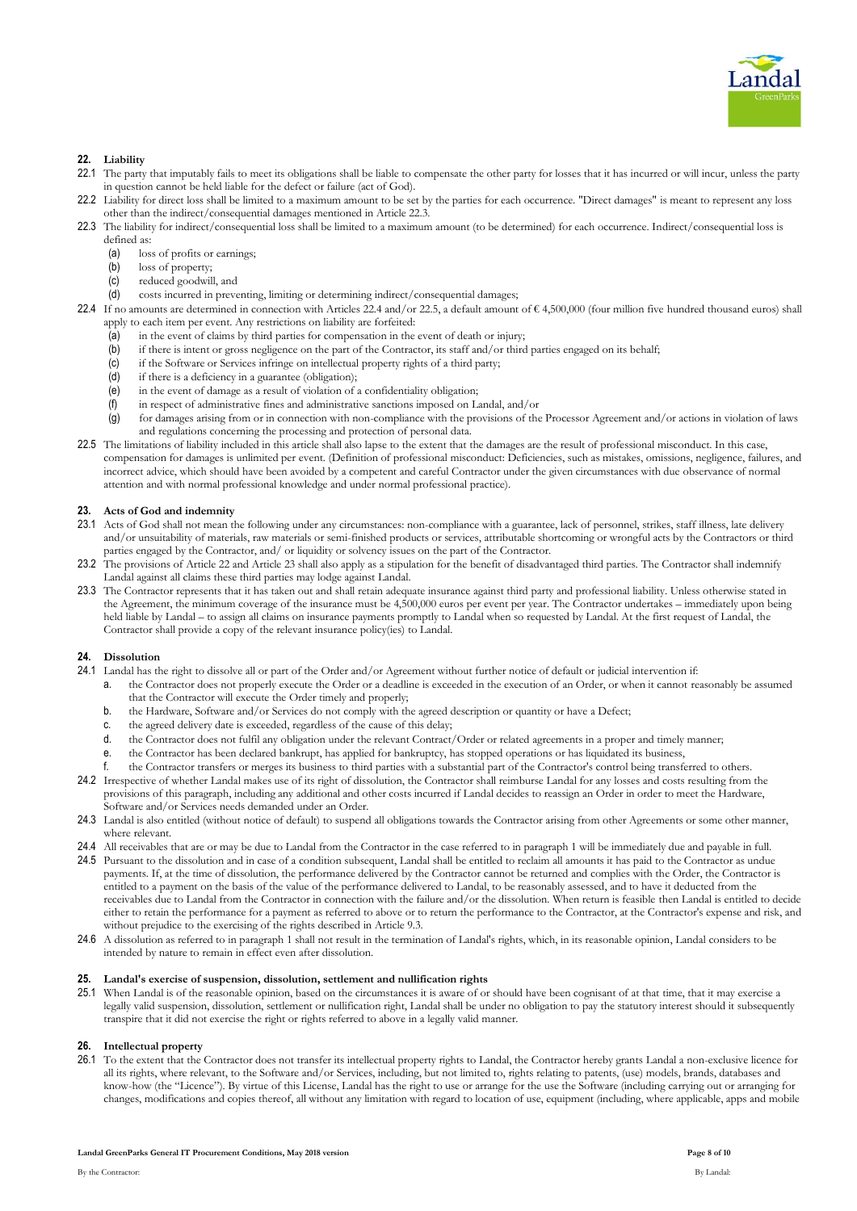## 22. Liability

22.1 The party that imputably fails to meet its obligations shall be liable to compensate the other party for losses that it has incurred or will incur, unless the party in question cannot be held liable for the defect or failure (act of God).

22.2 Liability for direct loss shall be limited to a maximum amount to be set by the parties for each occurrence. "Direct damages" is meant to represent any loss other than the indirect/consequential damages mentioned in Article 22.3.

22.3 The liability for indirect/consequential loss shall be limited to a maximum amount (to be determined) for each occurrence. Indirect/consequential loss is defined as:

(a) loss of profits or earnings;
(b) loss of property;
(c) reduced goodwill, and
(d) costs incurred in preventing, limiting or determining indirect/consequential damages;

22.4 If no amounts are determined in connection with Articles 22.4 and/or 22.5, a default amount of € 4,500,000 (four million five hundred thousand euros) shall apply to each item per event. Any restrictions on liability are forfeited:

(a) in the event of claims by third parties for compensation in the event of death or injury;
(b) if there is intent or gross negligence on the part of the Contractor, its staff and/or third parties engaged on its behalf;
(c) if the Software or Services infringe on intellectual property rights of a third party;
(d) if there is a deficiency in a guarantee (obligation);
(e) in the event of damage as a result of violation of a confidentiality obligation;
(f) in respect of administrative fines and administrative sanctions imposed on Landal, and/or
(g) for damages arising from or in connection with non-compliance with the provisions of the Processor Agreement and/or actions in violation of laws and regulations concerning the processing and protection of personal data.

22.5 The limitations of liability included in this article shall also lapse to the extent that the damages are the result of professional misconduct. In this case, compensation for damages is unlimited per event. (Definition of professional misconduct: Deficiencies, such as mistakes, omissions, negligence, failures, and incorrect advice, which should have been avoided by a competent and careful Contractor under the given circumstances with due observance of normal attention and with normal professional knowledge and under normal professional practice).

## 23. Acts of God and indemnity

23.1 Acts of God shall not mean the following under any circumstances: non-compliance with a guarantee, lack of personnel, strikes, staff illness, late delivery and/or unsuitability of materials, raw materials or semi-finished products or services, attributable shortcoming or wrongful acts by the Contractors or third parties engaged by the Contractor, and/ or liquidity or solvency issues on the part of the Contractor.

23.2 The provisions of Article 22 and Article 23 shall also apply as a stipulation for the benefit of disadvantaged third parties. The Contractor shall indemnify Landal against all claims these third parties may lodge against Landal.

23.3 The Contractor represents that it has taken out and shall retain adequate insurance against third party and professional liability. Unless otherwise stated in the Agreement, the minimum coverage of the insurance must be 4,500,000 euros per event per year. The Contractor undertakes – immediately upon being held liable by Landal – to assign all claims on insurance payments promptly to Landal when so requested by Landal. At the first request of Landal, the Contractor shall provide a copy of the relevant insurance policy(ies) to Landal.

## 24. Dissolution

24.1 Landal has the right to dissolve all or part of the Order and/or Agreement without further notice of default or judicial intervention if:

a. the Contractor does not properly execute the Order or a deadline is exceeded in the execution of an Order, or when it cannot reasonably be assumed that the Contractor will execute the Order timely and properly;
b. the Hardware, Software and/or Services do not comply with the agreed description or quantity or have a Defect;
c. the agreed delivery date is exceeded, regardless of the cause of this delay;
d. the Contractor does not fulfil any obligation under the relevant Contract/Order or related agreements in a proper and timely manner;
e. the Contractor has been declared bankrupt, has applied for bankruptcy, has stopped operations or has liquidated its business,
f. the Contractor transfers or merges its business to third parties with a substantial part of the Contractor's control being transferred to others.

24.2 Irrespective of whether Landal makes use of its right of dissolution, the Contractor shall reimburse Landal for any losses and costs resulting from the provisions of this paragraph, including any additional and other costs incurred if Landal decides to reassign an Order in order to meet the Hardware, Software and/or Services needs demanded under an Order.

24.3 Landal is also entitled (without notice of default) to suspend all obligations towards the Contractor arising from other Agreements or some other manner, where relevant.

24.4 All receivables that are or may be due to Landal from the Contractor in the case referred to in paragraph 1 will be immediately due and payable in full.

24.5 Pursuant to the dissolution and in case of a condition subsequent, Landal shall be entitled to reclaim all amounts it has paid to the Contractor as undue payments. If, at the time of dissolution, the performance delivered by the Contractor cannot be returned and complies with the Order, the Contractor is entitled to a payment on the basis of the value of the performance delivered to Landal, to be reasonably assessed, and to have it deducted from the receivables due to Landal from the Contractor in connection with the failure and/or the dissolution. When return is feasible then Landal is entitled to decide either to retain the performance for a payment as referred to above or to return the performance to the Contractor, at the Contractor's expense and risk, and without prejudice to the exercising of the rights described in Article 9.3.

24.6 A dissolution as referred to in paragraph 1 shall not result in the termination of Landal's rights, which, in its reasonable opinion, Landal considers to be intended by nature to remain in effect even after dissolution.

## 25. Landal's exercise of suspension, dissolution, settlement and nullification rights

25.1 When Landal is of the reasonable opinion, based on the circumstances it is aware of or should have been cognisant of at that time, that it may exercise a legally valid suspension, dissolution, settlement or nullification right, Landal shall be under no obligation to pay the statutory interest should it subsequently transpire that it did not exercise the right or rights referred to above in a legally valid manner.

## 26. Intellectual property

26.1 To the extent that the Contractor does not transfer its intellectual property rights to Landal, the Contractor hereby grants Landal a non-exclusive licence for all its rights, where relevant, to the Software and/or Services, including, but not limited to, rights relating to patents, (use) models, brands, databases and know-how (the "Licence"). By virtue of this License, Landal has the right to use or arrange for the use the Software (including carrying out or arranging for changes, modifications and copies thereof, all without any limitation with regard to location of use, equipment (including, where applicable, apps and mobile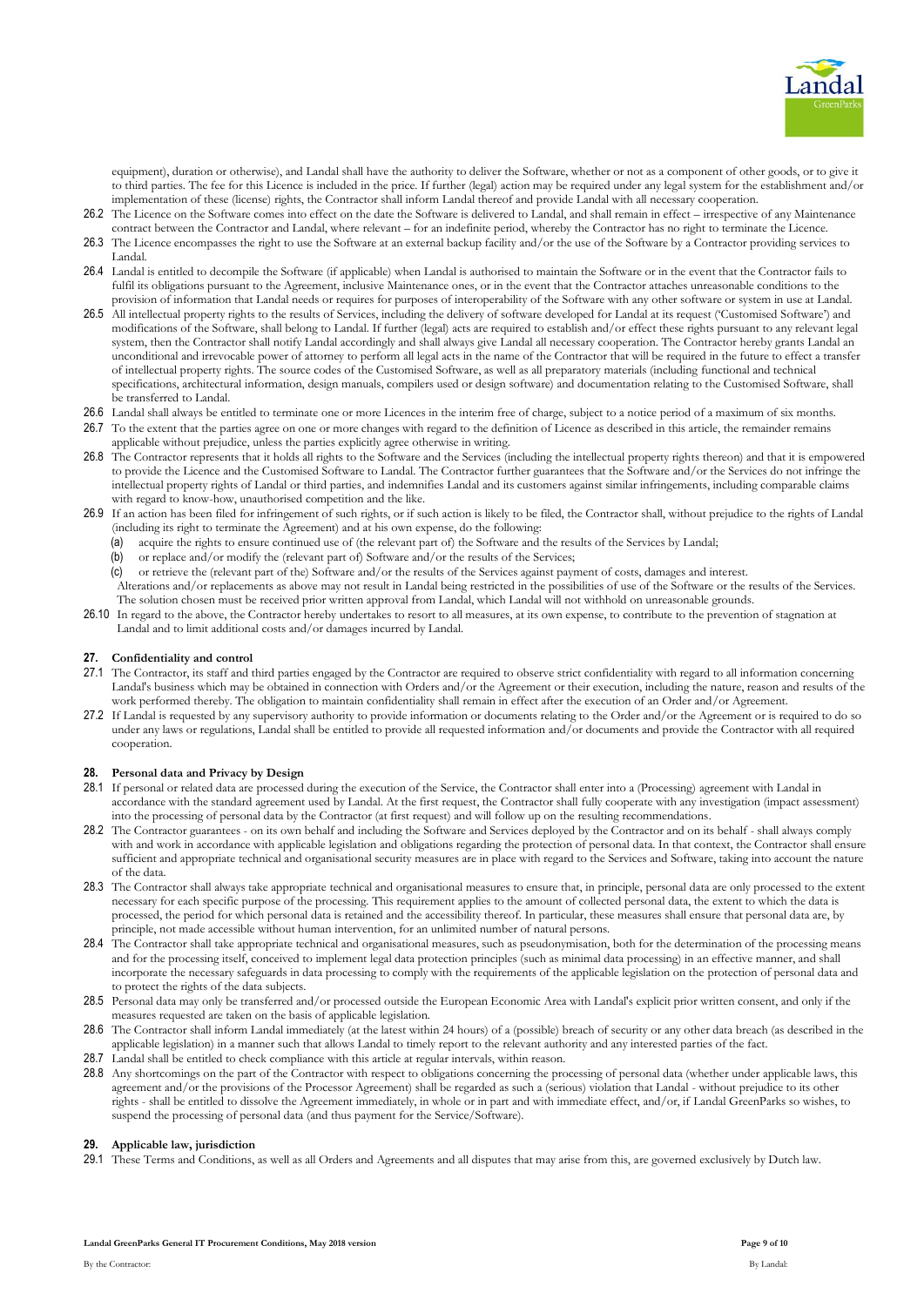equipment), duration or otherwise), and Landal shall have the authority to deliver the Software, whether or not as a component of other goods, or to give it to third parties. The fee for this Licence is included in the price. If further (legal) action may be required under any legal system for the establishment and/or implementation of these (license) rights, the Contractor shall inform Landal thereof and provide Landal with all necessary cooperation.

26.2 The Licence on the Software comes into effect on the date the Software is delivered to Landal, and shall remain in effect – irrespective of any Maintenance contract between the Contractor and Landal, where relevant – for an indefinite period, whereby the Contractor has no right to terminate the Licence.

26.3 The Licence encompasses the right to use the Software at an external backup facility and/or the use of the Software by a Contractor providing services to Landal.

26.4 Landal is entitled to decompile the Software (if applicable) when Landal is authorised to maintain the Software or in the event that the Contractor fails to fulfil its obligations pursuant to the Agreement, inclusive Maintenance ones, or in the event that the Contractor attaches unreasonable conditions to the provision of information that Landal needs or requires for purposes of interoperability of the Software with any other software or system in use at Landal.

26.5 All intellectual property rights to the results of Services, including the delivery of software developed for Landal at its request ('Customised Software') and modifications of the Software, shall belong to Landal. If further (legal) acts are required to establish and/or effect these rights pursuant to any relevant legal system, then the Contractor shall notify Landal accordingly and shall always give Landal all necessary cooperation. The Contractor hereby grants Landal an unconditional and irrevocable power of attorney to perform all legal acts in the name of the Contractor that will be required in the future to effect a transfer of intellectual property rights. The source codes of the Customised Software, as well as all preparatory materials (including functional and technical specifications, architectural information, design manuals, compilers used or design software) and documentation relating to the Customised Software, shall be transferred to Landal.

26.6 Landal shall always be entitled to terminate one or more Licences in the interim free of charge, subject to a notice period of a maximum of six months.

26.7 To the extent that the parties agree on one or more changes with regard to the definition of Licence as described in this article, the remainder remains applicable without prejudice, unless the parties explicitly agree otherwise in writing.

26.8 The Contractor represents that it holds all rights to the Software and the Services (including the intellectual property rights thereon) and that it is empowered to provide the Licence and the Customised Software to Landal. The Contractor further guarantees that the Software and/or the Services do not infringe the intellectual property rights of Landal or third parties, and indemnifies Landal and its customers against similar infringements, including comparable claims with regard to know-how, unauthorised competition and the like.

26.9 If an action has been filed for infringement of such rights, or if such action is likely to be filed, the Contractor shall, without prejudice to the rights of Landal (including its right to terminate the Agreement) and at his own expense, do the following:

(a) acquire the rights to ensure continued use of (the relevant part of) the Software and the results of the Services by Landal;
(b) or replace and/or modify the (relevant part of) Software and/or the results of the Services;
(c) or retrieve the (relevant part of the) Software and/or the results of the Services against payment of costs, damages and interest.

Alterations and/or replacements as above may not result in Landal being restricted in the possibilities of use of the Software or the results of the Services. The solution chosen must be received prior written approval from Landal, which Landal will not withhold on unreasonable grounds.

26.10 In regard to the above, the Contractor hereby undertakes to resort to all measures, at its own expense, to contribute to the prevention of stagnation at Landal and to limit additional costs and/or damages incurred by Landal.

## 27. Confidentiality and control

27.1 The Contractor, its staff and third parties engaged by the Contractor are required to observe strict confidentiality with regard to all information concerning Landal's business which may be obtained in connection with Orders and/or the Agreement or their execution, including the nature, reason and results of the work performed thereby. The obligation to maintain confidentiality shall remain in effect after the execution of an Order and/or Agreement.

27.2 If Landal is requested by any supervisory authority to provide information or documents relating to the Order and/or the Agreement or is required to do so under any laws or regulations, Landal shall be entitled to provide all requested information and/or documents and provide the Contractor with all required cooperation.

## 28. Personal data and Privacy by Design

28.1 If personal or related data are processed during the execution of the Service, the Contractor shall enter into a (Processing) agreement with Landal in accordance with the standard agreement used by Landal. At the first request, the Contractor shall fully cooperate with any investigation (impact assessment) into the processing of personal data by the Contractor (at first request) and will follow up on the resulting recommendations.

28.2 The Contractor guarantees - on its own behalf and including the Software and Services deployed by the Contractor and on its behalf - shall always comply with and work in accordance with applicable legislation and obligations regarding the protection of personal data. In that context, the Contractor shall ensure sufficient and appropriate technical and organisational security measures are in place with regard to the Services and Software, taking into account the nature of the data.

28.3 The Contractor shall always take appropriate technical and organisational measures to ensure that, in principle, personal data are only processed to the extent necessary for each specific purpose of the processing. This requirement applies to the amount of collected personal data, the extent to which the data is processed, the period for which personal data is retained and the accessibility thereof. In particular, these measures shall ensure that personal data are, by principle, not made accessible without human intervention, for an unlimited number of natural persons.

28.4 The Contractor shall take appropriate technical and organisational measures, such as pseudonymisation, both for the determination of the processing means and for the processing itself, conceived to implement legal data protection principles (such as minimal data processing) in an effective manner, and shall incorporate the necessary safeguards in data processing to comply with the requirements of the applicable legislation on the protection of personal data and to protect the rights of the data subjects.

28.5 Personal data may only be transferred and/or processed outside the European Economic Area with Landal's explicit prior written consent, and only if the measures requested are taken on the basis of applicable legislation.

28.6 The Contractor shall inform Landal immediately (at the latest within 24 hours) of a (possible) breach of security or any other data breach (as described in the applicable legislation) in a manner such that allows Landal to timely report to the relevant authority and any interested parties of the fact.

28.7 Landal shall be entitled to check compliance with this article at regular intervals, within reason.

28.8 Any shortcomings on the part of the Contractor with respect to obligations concerning the processing of personal data (whether under applicable laws, this agreement and/or the provisions of the Processor Agreement) shall be regarded as such a (serious) violation that Landal - without prejudice to its other rights - shall be entitled to dissolve the Agreement immediately, in whole or in part and with immediate effect, and/or, if Landal GreenParks so wishes, to suspend the processing of personal data (and thus payment for the Service/Software).

## 29. Applicable law, jurisdiction

29.1 These Terms and Conditions, as well as all Orders and Agreements and all disputes that may arise from this, are governed exclusively by Dutch law.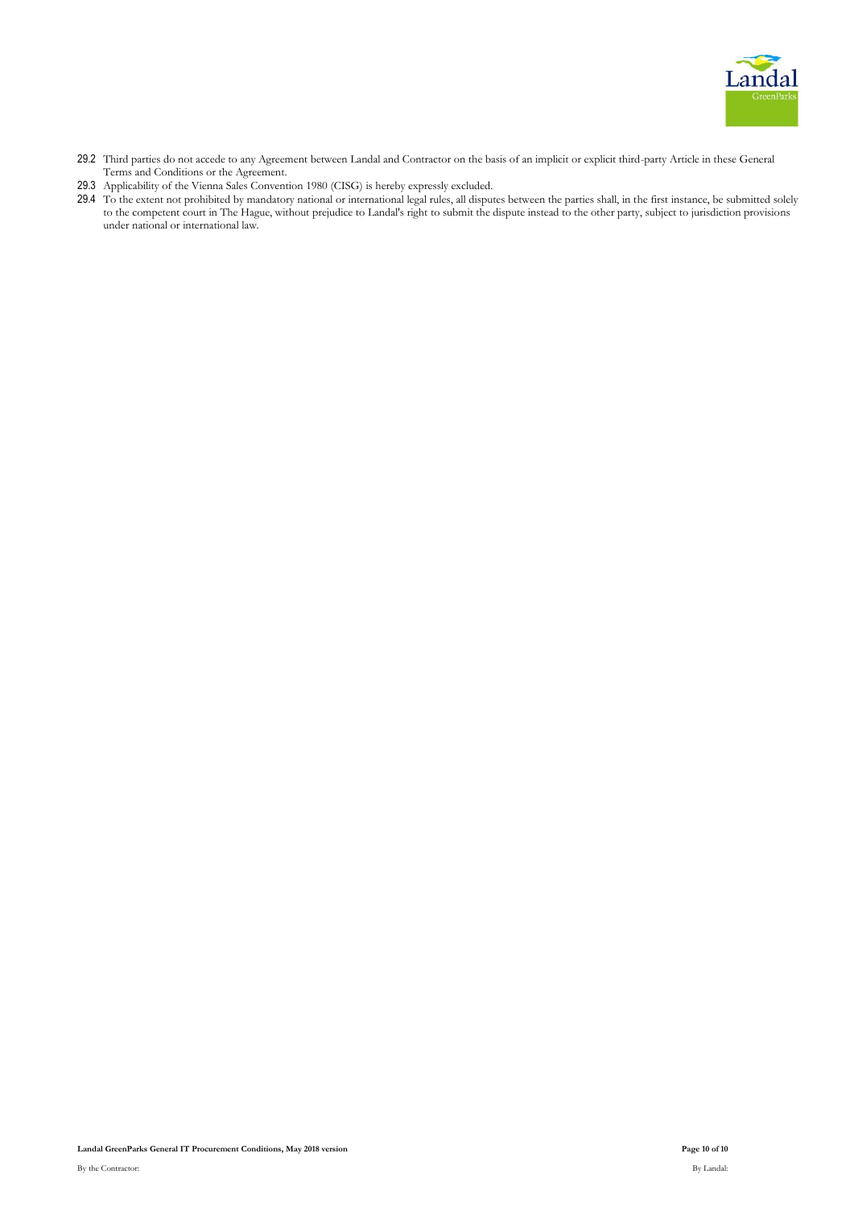29.2 Third parties do not accede to any Agreement between Landal and Contractor on the basis of an implicit or explicit third-party Article in these General Terms and Conditions or the Agreement.

29.3 Applicability of the Vienna Sales Convention 1980 (CISG) is hereby expressly excluded.

29.4 To the extent not prohibited by mandatory national or international legal rules, all disputes between the parties shall, in the first instance, be submitted solely to the competent court in The Hague, without prejudice to Landal's right to submit the dispute instead to the other party, subject to jurisdiction provisions under national or international law.